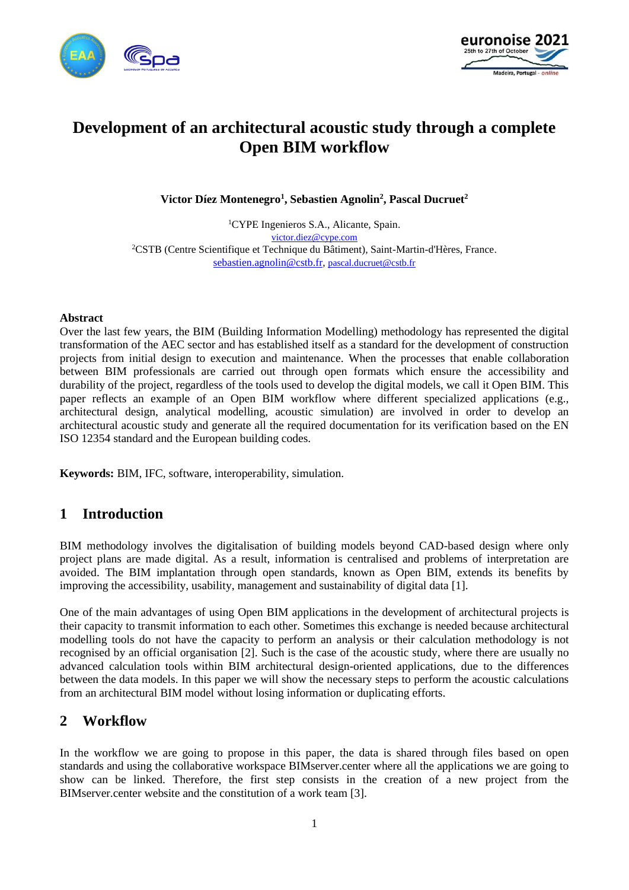# Development of an architectural acoustic study through a complete Open BIM workflow

**Victor Díez Montenegro[1], Sebastien Agnolin[2], Pascal Ducruet[2]**

[1]CYPE Ingenieros S.A., Alicante, Spain.
victor.diez@cype.com
[2]CSTB (Centre Scientifique et Technique du Bâtiment), Saint-Martin-d'Hères, France.
sebastien.agnolin@cstb.fr, pascal.ducruet@cstb.fr

**Abstract**

Over the last few years, the BIM (Building Information Modelling) methodology has represented the digital transformation of the AEC sector and has established itself as a standard for the development of construction projects from initial design to execution and maintenance. When the processes that enable collaboration between BIM professionals are carried out through open formats which ensure the accessibility and durability of the project, regardless of the tools used to develop the digital models, we call it Open BIM. This paper reflects an example of an Open BIM workflow where different specialized applications (e.g., architectural design, analytical modelling, acoustic simulation) are involved in order to develop an architectural acoustic study and generate all the required documentation for its verification based on the EN ISO 12354 standard and the European building codes.

**Keywords:** BIM, IFC, software, interoperability, simulation.

## 1 Introduction

BIM methodology involves the digitalisation of building models beyond CAD-based design where only project plans are made digital. As a result, information is centralised and problems of interpretation are avoided. The BIM implantation through open standards, known as Open BIM, extends its benefits by improving the accessibility, usability, management and sustainability of digital data [1].

One of the main advantages of using Open BIM applications in the development of architectural projects is their capacity to transmit information to each other. Sometimes this exchange is needed because architectural modelling tools do not have the capacity to perform an analysis or their calculation methodology is not recognised by an official organisation [2]. Such is the case of the acoustic study, where there are usually no advanced calculation tools within BIM architectural design-oriented applications, due to the differences between the data models. In this paper we will show the necessary steps to perform the acoustic calculations from an architectural BIM model without losing information or duplicating efforts.

## 2 Workflow

In the workflow we are going to propose in this paper, the data is shared through files based on open standards and using the collaborative workspace BIMserver.center where all the applications we are going to show can be linked. Therefore, the first step consists in the creation of a new project from the BIMserver.center website and the constitution of a work team [3].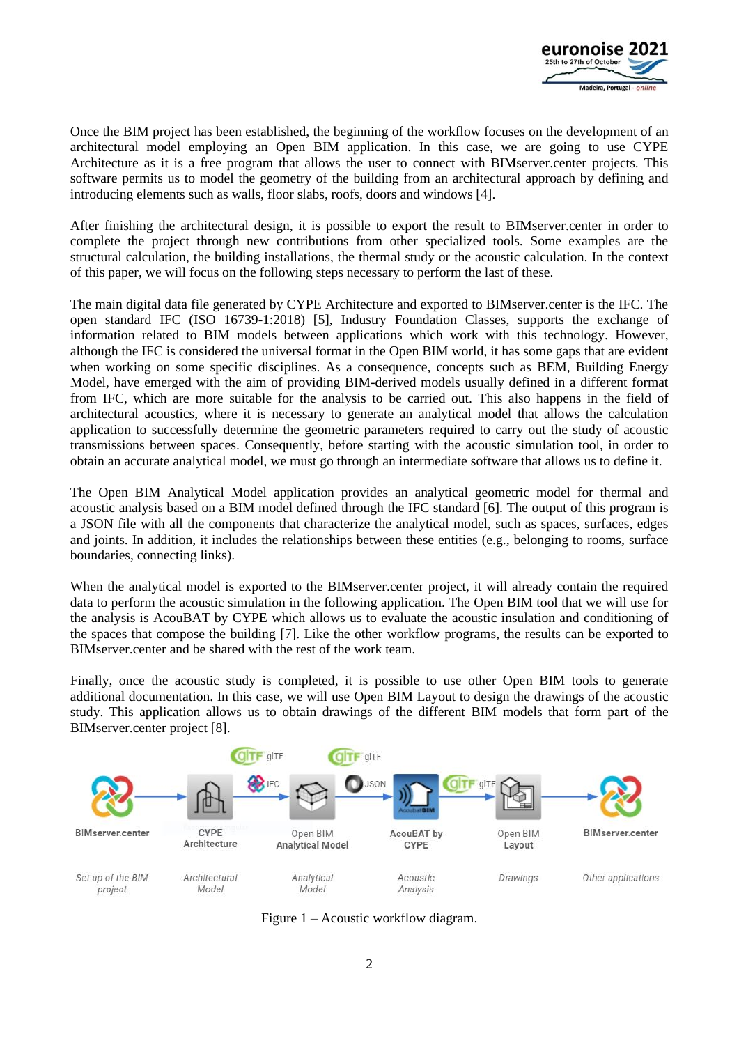Once the BIM project has been established, the beginning of the workflow focuses on the development of an architectural model employing an Open BIM application. In this case, we are going to use CYPE Architecture as it is a free program that allows the user to connect with BIMserver.center projects. This software permits us to model the geometry of the building from an architectural approach by defining and introducing elements such as walls, floor slabs, roofs, doors and windows [4].

After finishing the architectural design, it is possible to export the result to BIMserver.center in order to complete the project through new contributions from other specialized tools. Some examples are the structural calculation, the building installations, the thermal study or the acoustic calculation. In the context of this paper, we will focus on the following steps necessary to perform the last of these.

The main digital data file generated by CYPE Architecture and exported to BIMserver.center is the IFC. The open standard IFC (ISO 16739-1:2018) [5], Industry Foundation Classes, supports the exchange of information related to BIM models between applications which work with this technology. However, although the IFC is considered the universal format in the Open BIM world, it has some gaps that are evident when working on some specific disciplines. As a consequence, concepts such as BEM, Building Energy Model, have emerged with the aim of providing BIM-derived models usually defined in a different format from IFC, which are more suitable for the analysis to be carried out. This also happens in the field of architectural acoustics, where it is necessary to generate an analytical model that allows the calculation application to successfully determine the geometric parameters required to carry out the study of acoustic transmissions between spaces. Consequently, before starting with the acoustic simulation tool, in order to obtain an accurate analytical model, we must go through an intermediate software that allows us to define it.

The Open BIM Analytical Model application provides an analytical geometric model for thermal and acoustic analysis based on a BIM model defined through the IFC standard [6]. The output of this program is a JSON file with all the components that characterize the analytical model, such as spaces, surfaces, edges and joints. In addition, it includes the relationships between these entities (e.g., belonging to rooms, surface boundaries, connecting links).

When the analytical model is exported to the BIMserver.center project, it will already contain the required data to perform the acoustic simulation in the following application. The Open BIM tool that we will use for the analysis is AcouBAT by CYPE which allows us to evaluate the acoustic insulation and conditioning of the spaces that compose the building [7]. Like the other workflow programs, the results can be exported to BIMserver.center and be shared with the rest of the work team.

Finally, once the acoustic study is completed, it is possible to use other Open BIM tools to generate additional documentation. In this case, we will use Open BIM Layout to design the drawings of the acoustic study. This application allows us to obtain drawings of the different BIM models that form part of the BIMserver.center project [8].

Figure 1 – Acoustic workflow diagram.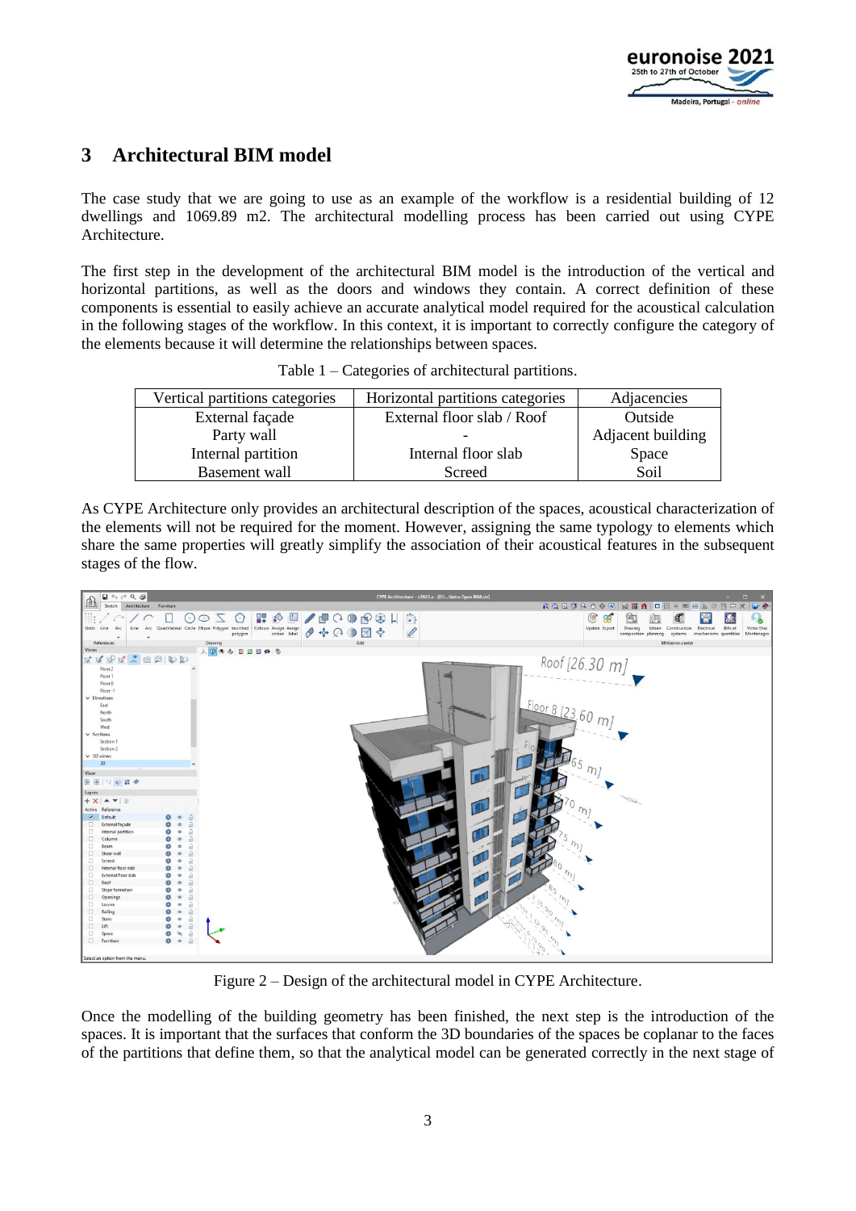## 3 Architectural BIM model

The case study that we are going to use as an example of the workflow is a residential building of 12 dwellings and 1069.89 m2. The architectural modelling process has been carried out using CYPE Architecture.

The first step in the development of the architectural BIM model is the introduction of the vertical and horizontal partitions, as well as the doors and windows they contain. A correct definition of these components is essential to easily achieve an accurate analytical model required for the acoustical calculation in the following stages of the workflow. In this context, it is important to correctly configure the category of the elements because it will determine the relationships between spaces.

Table 1 – Categories of architectural partitions.

| Vertical partitions categories | Horizontal partitions categories | Adjacencies |
|---|---|---|
| External façade | External floor slab / Roof | Outside |
| Party wall | - | Adjacent building |
| Internal partition | Internal floor slab | Space |
| Basement wall | Screed | Soil |

As CYPE Architecture only provides an architectural description of the spaces, acoustical characterization of the elements will not be required for the moment. However, assigning the same typology to elements which share the same properties will greatly simplify the association of their acoustical features in the subsequent stages of the flow.

Figure 2 – Design of the architectural model in CYPE Architecture.

Once the modelling of the building geometry has been finished, the next step is the introduction of the spaces. It is important that the surfaces that conform the 3D boundaries of the spaces be coplanar to the faces of the partitions that define them, so that the analytical model can be generated correctly in the next stage of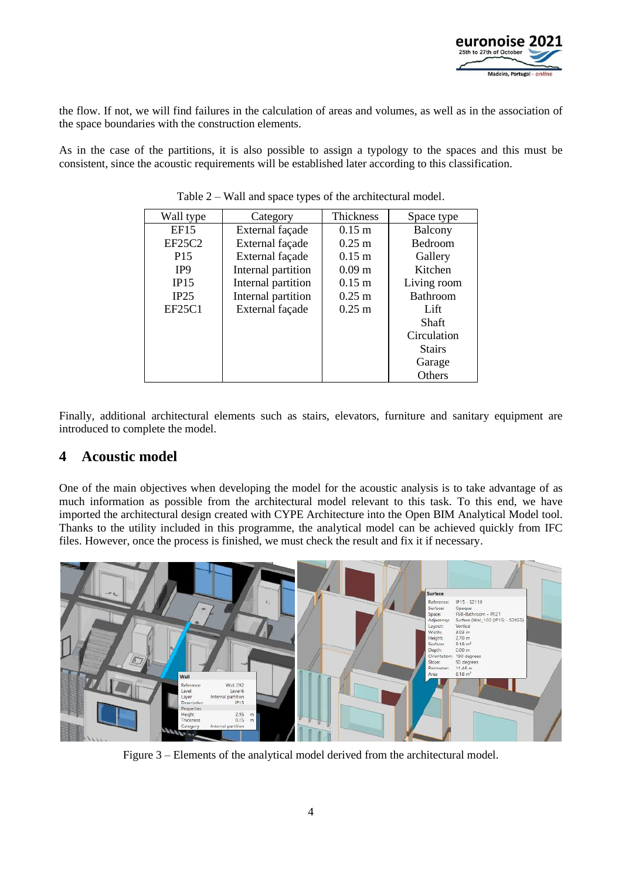the flow. If not, we will find failures in the calculation of areas and volumes, as well as in the association of the space boundaries with the construction elements.

As in the case of the partitions, it is also possible to assign a typology to the spaces and this must be consistent, since the acoustic requirements will be established later according to this classification.

Table 2 – Wall and space types of the architectural model.

| Wall type | Category | Thickness | Space type |
|---|---|---|---|
| EF15 | External façade | 0.15 m | Balcony |
| EF25C2 | External façade | 0.25 m | Bedroom |
| P15 | External façade | 0.15 m | Gallery |
| IP9 | Internal partition | 0.09 m | Kitchen |
| IP15 | Internal partition | 0.15 m | Living room |
| IP25 | Internal partition | 0.25 m | Bathroom |
| EF25C1 | External façade | 0.25 m | Lift |
| | | | Shaft |
| | | | Circulation |
| | | | Stairs |
| | | | Garage |
| | | | Others |

Finally, additional architectural elements such as stairs, elevators, furniture and sanitary equipment are introduced to complete the model.

## 4 Acoustic model

One of the main objectives when developing the model for the acoustic analysis is to take advantage of as much information as possible from the architectural model relevant to this task. To this end, we have imported the architectural design created with CYPE Architecture into the Open BIM Analytical Model tool. Thanks to the utility included in this programme, the analytical model can be achieved quickly from IFC files. However, once the process is finished, we must check the result and fix it if necessary.

Figure 3 – Elements of the analytical model derived from the architectural model.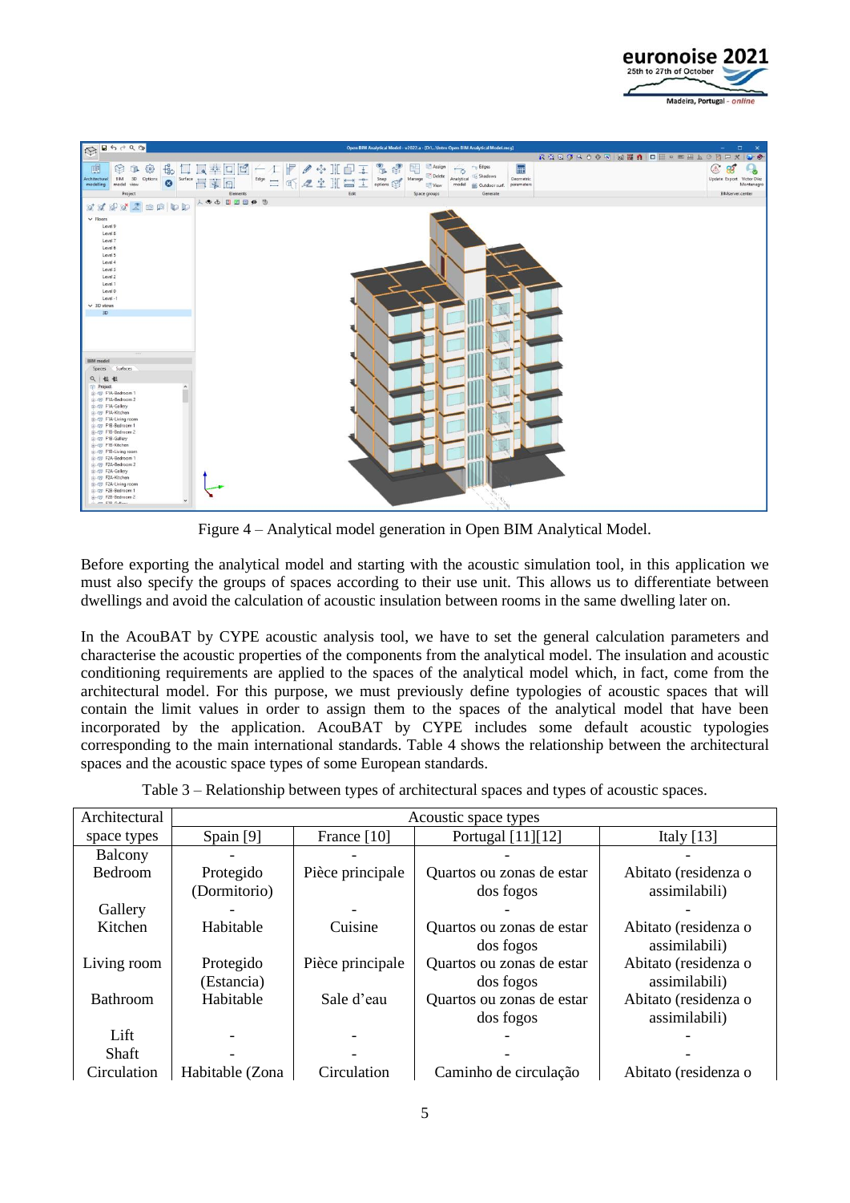Figure 4 – Analytical model generation in Open BIM Analytical Model.

Before exporting the analytical model and starting with the acoustic simulation tool, in this application we must also specify the groups of spaces according to their use unit. This allows us to differentiate between dwellings and avoid the calculation of acoustic insulation between rooms in the same dwelling later on.

In the AcouBAT by CYPE acoustic analysis tool, we have to set the general calculation parameters and characterise the acoustic properties of the components from the analytical model. The insulation and acoustic conditioning requirements are applied to the spaces of the analytical model which, in fact, come from the architectural model. For this purpose, we must previously define typologies of acoustic spaces that will contain the limit values in order to assign them to the spaces of the analytical model that have been incorporated by the application. AcouBAT by CYPE includes some default acoustic typologies corresponding to the main international standards. Table 4 shows the relationship between the architectural spaces and the acoustic space types of some European standards.

Table 3 – Relationship between types of architectural spaces and types of acoustic spaces.

| Architectural space types | Acoustic space types | | | |
|---|---|---|---|---|
| | Spain [9] | France [10] | Portugal [11][12] | Italy [13] |
| Balcony | - | - | - | - |
| Bedroom | Protegido (Dormitorio) | Pièce principale | Quartos ou zonas de estar dos fogos | Abitato (residenza o assimilabili) |
| Gallery | - | - | - | - |
| Kitchen | Habitable | Cuisine | Quartos ou zonas de estar dos fogos | Abitato (residenza o assimilabili) |
| Living room | Protegido (Estancia) | Pièce principale | Quartos ou zonas de estar dos fogos | Abitato (residenza o assimilabili) |
| Bathroom | Habitable | Sale d'eau | Quartos ou zonas de estar dos fogos | Abitato (residenza o assimilabili) |
| Lift | - | - | - | - |
| Shaft | - | - | - | - |
| Circulation | Habitable (Zona | Circulation | Caminho de circulação | Abitato (residenza o |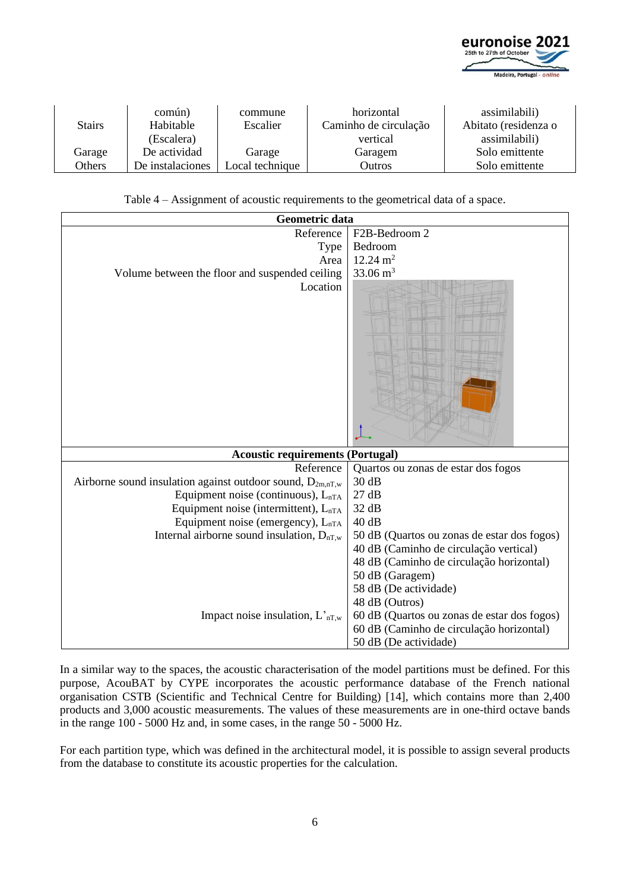| | común) | commune | horizontal | assimilabili) |
|---|---|---|---|---|
| Stairs | Habitable (Escalera) | Escalier | Caminho de circulação vertical | Abitato (residenza o assimilabili) |
| Garage | De actividad | Garage | Garagem | Solo emittente |
| Others | De instalaciones | Local technique | Outros | Solo emittente |

Table 4 – Assignment of acoustic requirements to the geometrical data of a space.

| **Geometric data** | |
|---|---|
| Reference | F2B-Bedroom 2 |
| Type | Bedroom |
| Area | 12.24 $m^2$ |
| Volume between the floor and suspended ceiling | 33.06 $m^3$ |
| Location | |
| **Acoustic requirements (Portugal)** | |
| Reference | Quartos ou zonas de estar dos fogos |
| Airborne sound insulation against outdoor sound, $D_{2m,nT,w}$ | 30 dB |
| Equipment noise (continuous), $L_{nTA}$ | 27 dB |
| Equipment noise (intermittent), $L_{nTA}$ | 32 dB |
| Equipment noise (emergency), $L_{nTA}$ | 40 dB |
| Internal airborne sound insulation, $D_{nT,w}$ | 50 dB (Quartos ou zonas de estar dos fogos)<br>40 dB (Caminho de circulação vertical)<br>48 dB (Caminho de circulação horizontal)<br>50 dB (Garagem)<br>58 dB (De actividade)<br>48 dB (Outros) |
| Impact noise insulation, $L'_{nT,w}$ | 60 dB (Quartos ou zonas de estar dos fogos)<br>60 dB (Caminho de circulação horizontal)<br>50 dB (De actividade) |

In a similar way to the spaces, the acoustic characterisation of the model partitions must be defined. For this purpose, AcouBAT by CYPE incorporates the acoustic performance database of the French national organisation CSTB (Scientific and Technical Centre for Building) [14], which contains more than 2,400 products and 3,000 acoustic measurements. The values of these measurements are in one-third octave bands in the range 100 - 5000 Hz and, in some cases, in the range 50 - 5000 Hz.

For each partition type, which was defined in the architectural model, it is possible to assign several products from the database to constitute its acoustic properties for the calculation.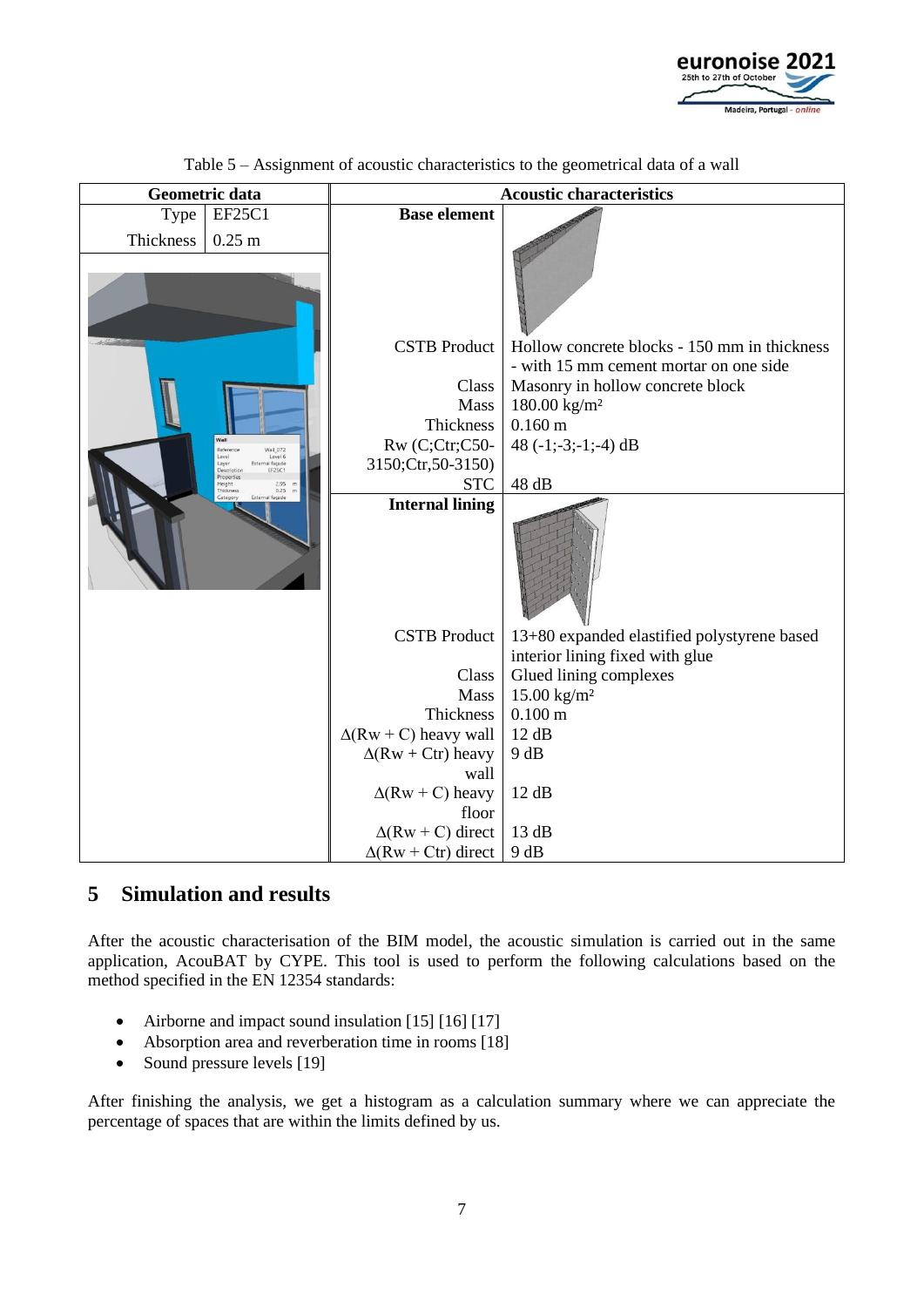Table 5 – Assignment of acoustic characteristics to the geometrical data of a wall

| Geometric data | | Acoustic characteristics | |
|---|---|---|---|
| Type | EF25C1 | **Base element** | |
| Thickness | 0.25 m | | |
| | | CSTB Product | Hollow concrete blocks - 150 mm in thickness - with 15 mm cement mortar on one side |
| | | Class | Masonry in hollow concrete block |
| | | Mass | 180.00 kg/m² |
| | | Thickness | 0.160 m |
| | | Rw (C;Ctr;C50-3150;Ctr,50-3150) | 48 (-1;-3;-1;-4) dB |
| | | STC | 48 dB |
| | | **Internal lining** | |
| | | CSTB Product | 13+80 expanded elastified polystyrene based interior lining fixed with glue |
| | | Class | Glued lining complexes |
| | | Mass | 15.00 kg/m² |
| | | Thickness | 0.100 m |
| | | Δ(Rw + C) heavy wall | 12 dB |
| | | Δ(Rw + Ctr) heavy wall | 9 dB |
| | | Δ(Rw + C) heavy floor | 12 dB |
| | | Δ(Rw + C) direct | 13 dB |
| | | Δ(Rw + Ctr) direct | 9 dB |

## 5 Simulation and results

After the acoustic characterisation of the BIM model, the acoustic simulation is carried out in the same application, AcouBAT by CYPE. This tool is used to perform the following calculations based on the method specified in the EN 12354 standards:

- Airborne and impact sound insulation [15] [16] [17]
- Absorption area and reverberation time in rooms [18]
- Sound pressure levels [19]

After finishing the analysis, we get a histogram as a calculation summary where we can appreciate the percentage of spaces that are within the limits defined by us.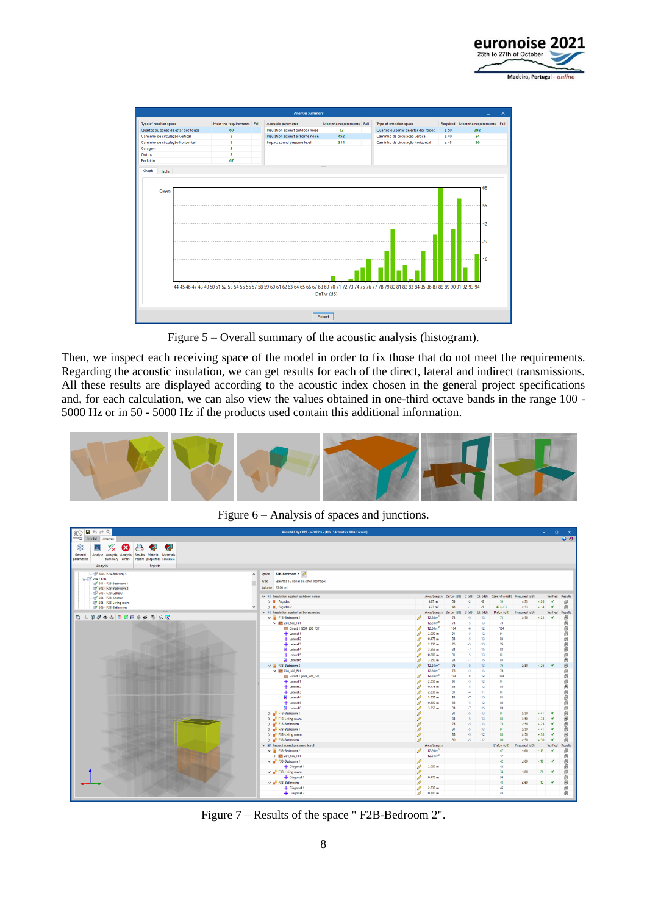Figure 5 – Overall summary of the acoustic analysis (histogram).

Then, we inspect each receiving space of the model in order to fix those that do not meet the requirements. Regarding the acoustic insulation, we can get results for each of the direct, lateral and indirect transmissions. All these results are displayed according to the acoustic index chosen in the general project specifications and, for each calculation, we can also view the values obtained in one-third octave bands in the range 100 - 5000 Hz or in 50 - 5000 Hz if the products used contain this additional information.

Figure 6 – Analysis of spaces and junctions.

Figure 7 – Results of the space " F2B-Bedroom 2".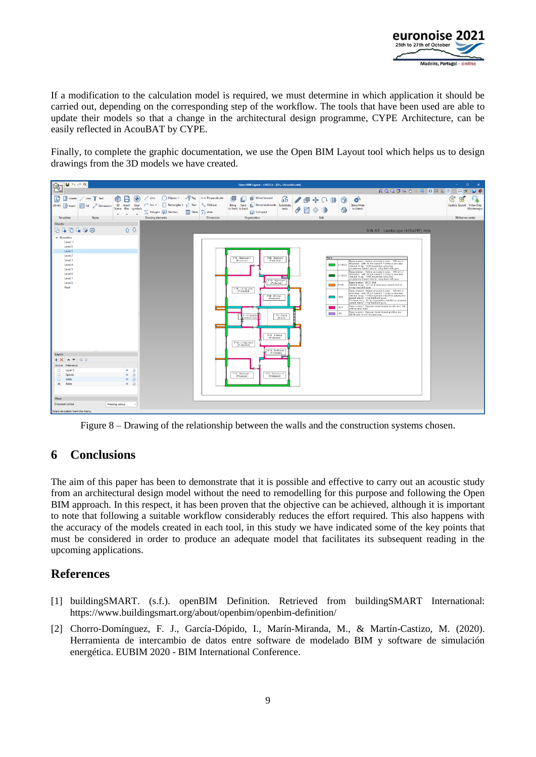If a modification to the calculation model is required, we must determine in which application it should be carried out, depending on the corresponding step of the workflow. The tools that have been used are able to update their models so that a change in the architectural design programme, CYPE Architecture, can be easily reflected in AcouBAT by CYPE.

Finally, to complete the graphic documentation, we use the Open BIM Layout tool which helps us to design drawings from the 3D models we have created.

Figure 8 – Drawing of the relationship between the walls and the construction systems chosen.

## 6 Conclusions

The aim of this paper has been to demonstrate that it is possible and effective to carry out an acoustic study from an architectural design model without the need to remodelling for this purpose and following the Open BIM approach. In this respect, it has been proven that the objective can be achieved, although it is important to note that following a suitable workflow considerably reduces the effort required. This also happens with the accuracy of the models created in each tool, in this study we have indicated some of the key points that must be considered in order to produce an adequate model that facilitates its subsequent reading in the upcoming applications.

## References

[1] buildingSMART. (s.f.). openBIM Definition. Retrieved from buildingSMART International: https://www.buildingsmart.org/about/openbim/openbim-definition/

[2] Chorro-Domínguez, F. J., García-Dópido, I., Marín-Miranda, M., & Martín-Castizo, M. (2020). Herramienta de intercambio de datos entre software de modelado BIM y software de simulación energética. EUBIM 2020 - BIM International Conference.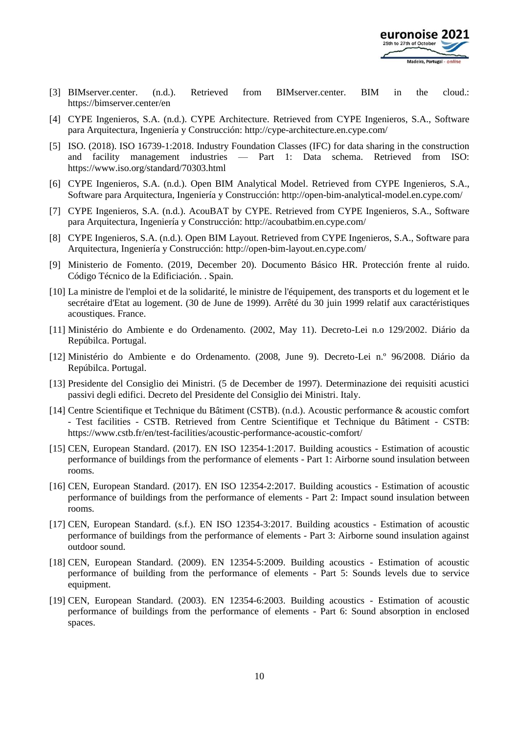[3] BIMserver.center. (n.d.). Retrieved from BIMserver.center. BIM in the cloud.: https://bimserver.center/en

[4] CYPE Ingenieros, S.A. (n.d.). CYPE Architecture. Retrieved from CYPE Ingenieros, S.A., Software para Arquitectura, Ingeniería y Construcción: http://cype-architecture.en.cype.com/

[5] ISO. (2018). ISO 16739-1:2018. Industry Foundation Classes (IFC) for data sharing in the construction and facility management industries — Part 1: Data schema. Retrieved from ISO: https://www.iso.org/standard/70303.html

[6] CYPE Ingenieros, S.A. (n.d.). Open BIM Analytical Model. Retrieved from CYPE Ingenieros, S.A., Software para Arquitectura, Ingeniería y Construcción: http://open-bim-analytical-model.en.cype.com/

[7] CYPE Ingenieros, S.A. (n.d.). AcouBAT by CYPE. Retrieved from CYPE Ingenieros, S.A., Software para Arquitectura, Ingeniería y Construcción: http://acoubatbim.en.cype.com/

[8] CYPE Ingenieros, S.A. (n.d.). Open BIM Layout. Retrieved from CYPE Ingenieros, S.A., Software para Arquitectura, Ingeniería y Construcción: http://open-bim-layout.en.cype.com/

[9] Ministerio de Fomento. (2019, December 20). Documento Básico HR. Protección frente al ruido. Código Técnico de la Edificiación. . Spain.

[10] La ministre de l'emploi et de la solidarité, le ministre de l'équipement, des transports et du logement et le secrétaire d'Etat au logement. (30 de June de 1999). Arrêté du 30 juin 1999 relatif aux caractéristiques acoustiques. France.

[11] Ministério do Ambiente e do Ordenamento. (2002, May 11). Decreto-Lei n.o 129/2002. Diário da Repúbilca. Portugal.

[12] Ministério do Ambiente e do Ordenamento. (2008, June 9). Decreto-Lei n.º 96/2008. Diário da Repúbilca. Portugal.

[13] Presidente del Consiglio dei Ministri. (5 de December de 1997). Determinazione dei requisiti acustici passivi degli edifici. Decreto del Presidente del Consiglio dei Ministri. Italy.

[14] Centre Scientifique et Technique du Bâtiment (CSTB). (n.d.). Acoustic performance & acoustic comfort - Test facilities - CSTB. Retrieved from Centre Scientifique et Technique du Bâtiment - CSTB: https://www.cstb.fr/en/test-facilities/acoustic-performance-acoustic-comfort/

[15] CEN, European Standard. (2017). EN ISO 12354-1:2017. Building acoustics - Estimation of acoustic performance of buildings from the performance of elements - Part 1: Airborne sound insulation between rooms.

[16] CEN, European Standard. (2017). EN ISO 12354-2:2017. Building acoustics - Estimation of acoustic performance of buildings from the performance of elements - Part 2: Impact sound insulation between rooms.

[17] CEN, European Standard. (s.f.). EN ISO 12354-3:2017. Building acoustics - Estimation of acoustic performance of buildings from the performance of elements - Part 3: Airborne sound insulation against outdoor sound.

[18] CEN, European Standard. (2009). EN 12354-5:2009. Building acoustics - Estimation of acoustic performance of building from the performance of elements - Part 5: Sounds levels due to service equipment.

[19] CEN, European Standard. (2003). EN 12354-6:2003. Building acoustics - Estimation of acoustic performance of buildings from the performance of elements - Part 6: Sound absorption in enclosed spaces.